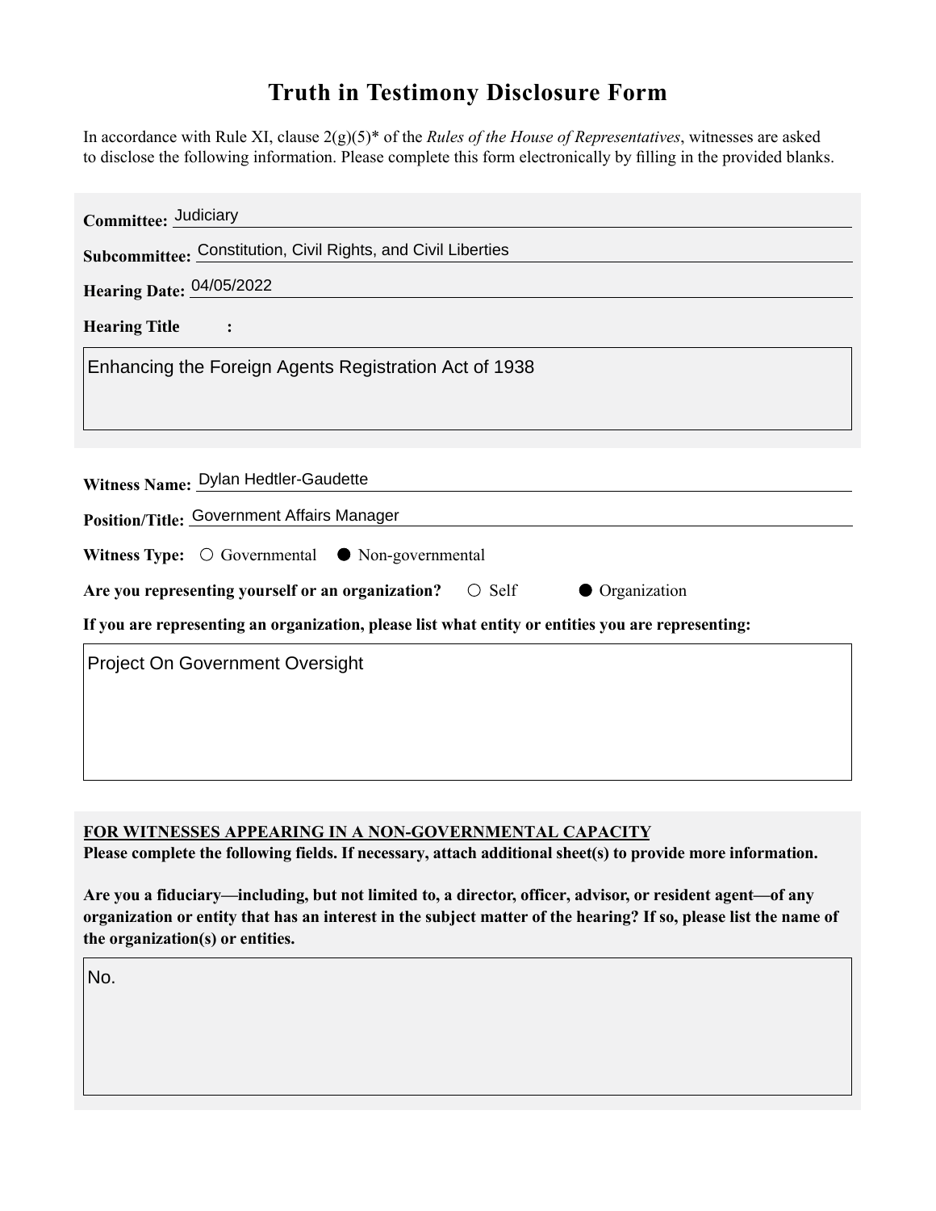# Truth in Testimony Disclosure Form

In accordance with Rule XI, clause 2(g)(5)* of the *Rules of the House of Representatives*, witnesses are asked to disclose the following information. Please complete this form electronically by filling in the provided blanks.

**Committee:** Judiciary

**Subcommittee:** Constitution, Civil Rights, and Civil Liberties

**Hearing Date:** 04/05/2022

**Hearing Title:**

Enhancing the Foreign Agents Registration Act of 1938

**Witness Name:** Dylan Hedtler-Gaudette

**Position/Title:** Government Affairs Manager

**Witness Type:** ○ Governmental ● Non-governmental

**Are you representing yourself or an organization?** ○ Self ● Organization

**If you are representing an organization, please list what entity or entities you are representing:**

Project On Government Oversight

**FOR WITNESSES APPEARING IN A NON-GOVERNMENTAL CAPACITY**

**Please complete the following fields. If necessary, attach additional sheet(s) to provide more information.**

**Are you a fiduciary—including, but not limited to, a director, officer, advisor, or resident agent—of any organization or entity that has an interest in the subject matter of the hearing? If so, please list the name of the organization(s) or entities.**

No.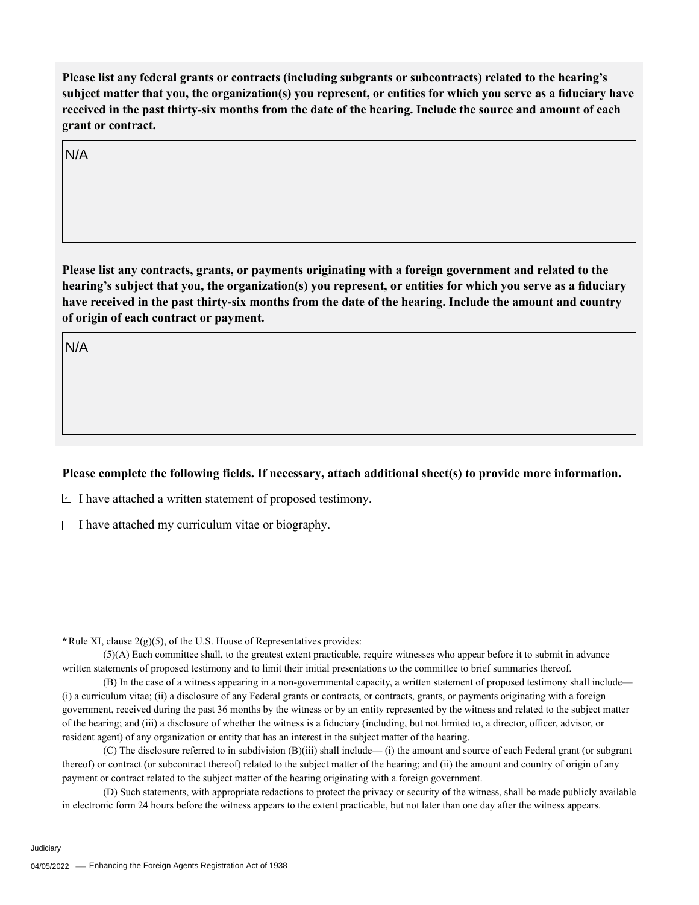**Please list any federal grants or contracts (including subgrants or subcontracts) related to the hearing's subject matter that you, the organization(s) you represent, or entities for which you serve as a fiduciary have received in the past thirty-six months from the date of the hearing. Include the source and amount of each grant or contract.**

N/A

**Please list any contracts, grants, or payments originating with a foreign government and related to the hearing's subject that you, the organization(s) you represent, or entities for which you serve as a fiduciary have received in the past thirty-six months from the date of the hearing. Include the amount and country of origin of each contract or payment.**

N/A

**Please complete the following fields. If necessary, attach additional sheet(s) to provide more information.**

- [x] I have attached a written statement of proposed testimony.
- [ ] I have attached my curriculum vitae or biography.

**\***Rule XI, clause 2(g)(5), of the U.S. House of Representatives provides:

(5)(A) Each committee shall, to the greatest extent practicable, require witnesses who appear before it to submit in advance written statements of proposed testimony and to limit their initial presentations to the committee to brief summaries thereof.

(B) In the case of a witness appearing in a non-governmental capacity, a written statement of proposed testimony shall include— (i) a curriculum vitae; (ii) a disclosure of any Federal grants or contracts, or contracts, grants, or payments originating with a foreign government, received during the past 36 months by the witness or by an entity represented by the witness and related to the subject matter of the hearing; and (iii) a disclosure of whether the witness is a fiduciary (including, but not limited to, a director, officer, advisor, or resident agent) of any organization or entity that has an interest in the subject matter of the hearing.

(C) The disclosure referred to in subdivision (B)(iii) shall include— (i) the amount and source of each Federal grant (or subgrant thereof) or contract (or subcontract thereof) related to the subject matter of the hearing; and (ii) the amount and country of origin of any payment or contract related to the subject matter of the hearing originating with a foreign government.

(D) Such statements, with appropriate redactions to protect the privacy or security of the witness, shall be made publicly available in electronic form 24 hours before the witness appears to the extent practicable, but not later than one day after the witness appears.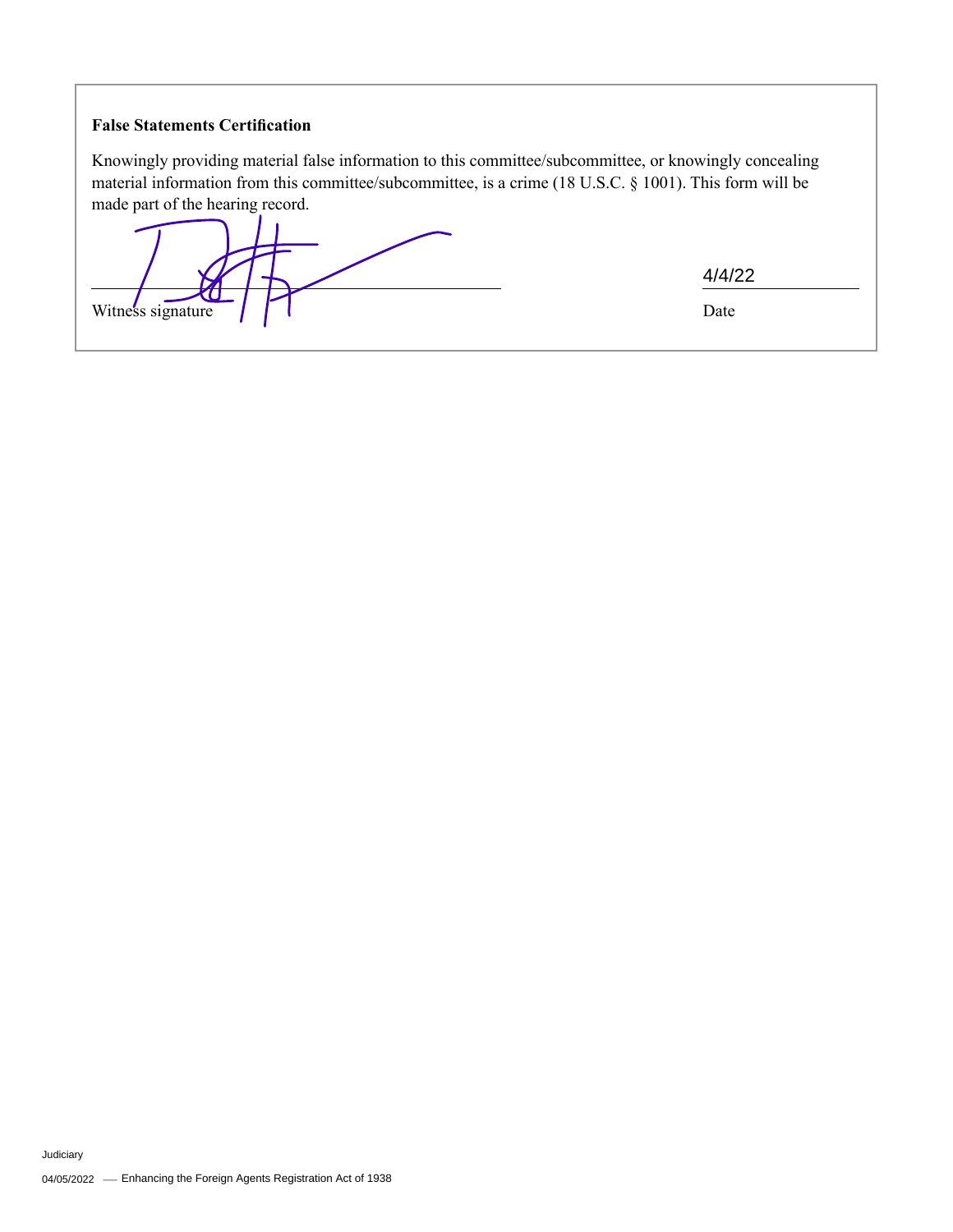**False Statements Certification**

Knowingly providing material false information to this committee/subcommittee, or knowingly concealing material information from this committee/subcommittee, is a crime (18 U.S.C. § 1001). This form will be made part of the hearing record.

Witness signature

4/4/22

Date